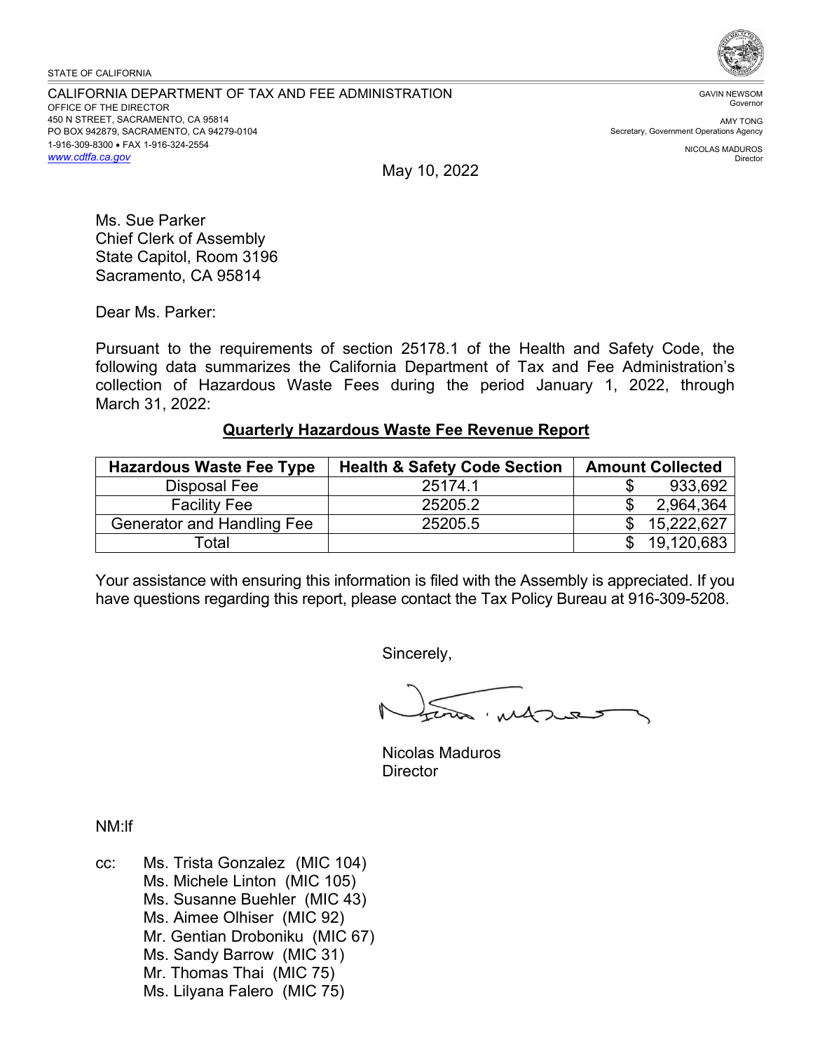STATE OF CALIFORNIA

CALIFORNIA DEPARTMENT OF TAX AND FEE ADMINISTRATION
OFFICE OF THE DIRECTOR
450 N STREET, SACRAMENTO, CA 95814
PO BOX 942879, SACRAMENTO, CA 94279-0104
1-916-309-8300 • FAX 1-916-324-2554
www.cdtfa.ca.gov

GAVIN NEWSOM
Governor

AMY TONG
Secretary, Government Operations Agency

NICOLAS MADUROS
Director

May 10, 2022

Ms. Sue Parker
Chief Clerk of Assembly
State Capitol, Room 3196
Sacramento, CA 95814

Dear Ms. Parker:

Pursuant to the requirements of section 25178.1 of the Health and Safety Code, the following data summarizes the California Department of Tax and Fee Administration's collection of Hazardous Waste Fees during the period January 1, 2022, through March 31, 2022:

**Quarterly Hazardous Waste Fee Revenue Report**

| Hazardous Waste Fee Type | Health & Safety Code Section | Amount Collected |
|---|---|---|
| Disposal Fee | 25174.1 | $ 933,692 |
| Facility Fee | 25205.2 | $ 2,964,364 |
| Generator and Handling Fee | 25205.5 | $ 15,222,627 |
| Total | | $ 19,120,683 |

Your assistance with ensuring this information is filed with the Assembly is appreciated. If you have questions regarding this report, please contact the Tax Policy Bureau at 916-309-5208.

Sincerely,

Nicolas Maduros
Director

NM:lf

cc: Ms. Trista Gonzalez (MIC 104)
Ms. Michele Linton (MIC 105)
Ms. Susanne Buehler (MIC 43)
Ms. Aimee Olhiser (MIC 92)
Mr. Gentian Droboniku (MIC 67)
Ms. Sandy Barrow (MIC 31)
Mr. Thomas Thai (MIC 75)
Ms. Lilyana Falero (MIC 75)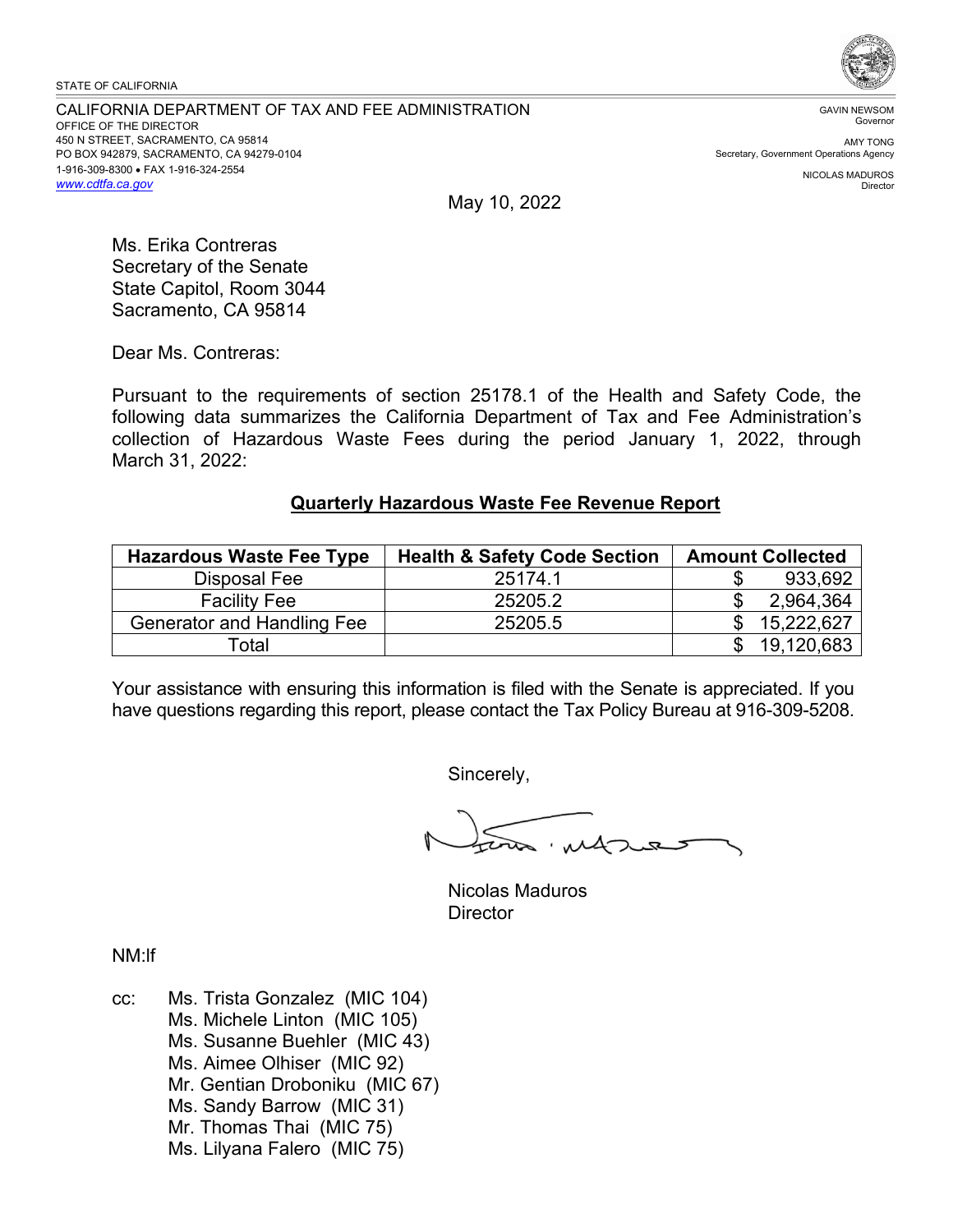STATE OF CALIFORNIA

CALIFORNIA DEPARTMENT OF TAX AND FEE ADMINISTRATION
OFFICE OF THE DIRECTOR
450 N STREET, SACRAMENTO, CA 95814
PO BOX 942879, SACRAMENTO, CA 94279-0104
1-916-309-8300 • FAX 1-916-324-2554
www.cdtfa.ca.gov

GAVIN NEWSOM
Governor

AMY TONG
Secretary, Government Operations Agency

NICOLAS MADUROS
Director

May 10, 2022

Ms. Erika Contreras
Secretary of the Senate
State Capitol, Room 3044
Sacramento, CA 95814

Dear Ms. Contreras:

Pursuant to the requirements of section 25178.1 of the Health and Safety Code, the following data summarizes the California Department of Tax and Fee Administration's collection of Hazardous Waste Fees during the period January 1, 2022, through March 31, 2022:

**Quarterly Hazardous Waste Fee Revenue Report**

| Hazardous Waste Fee Type | Health & Safety Code Section | Amount Collected |
|---|---|---|
| Disposal Fee | 25174.1 | $ 933,692 |
| Facility Fee | 25205.2 | $ 2,964,364 |
| Generator and Handling Fee | 25205.5 | $ 15,222,627 |
| Total | | $ 19,120,683 |

Your assistance with ensuring this information is filed with the Senate is appreciated. If you have questions regarding this report, please contact the Tax Policy Bureau at 916-309-5208.

Sincerely,

Nicolas Maduros
Director

NM:lf

cc: Ms. Trista Gonzalez (MIC 104)
Ms. Michele Linton (MIC 105)
Ms. Susanne Buehler (MIC 43)
Ms. Aimee Olhiser (MIC 92)
Mr. Gentian Droboniku (MIC 67)
Ms. Sandy Barrow (MIC 31)
Mr. Thomas Thai (MIC 75)
Ms. Lilyana Falero (MIC 75)